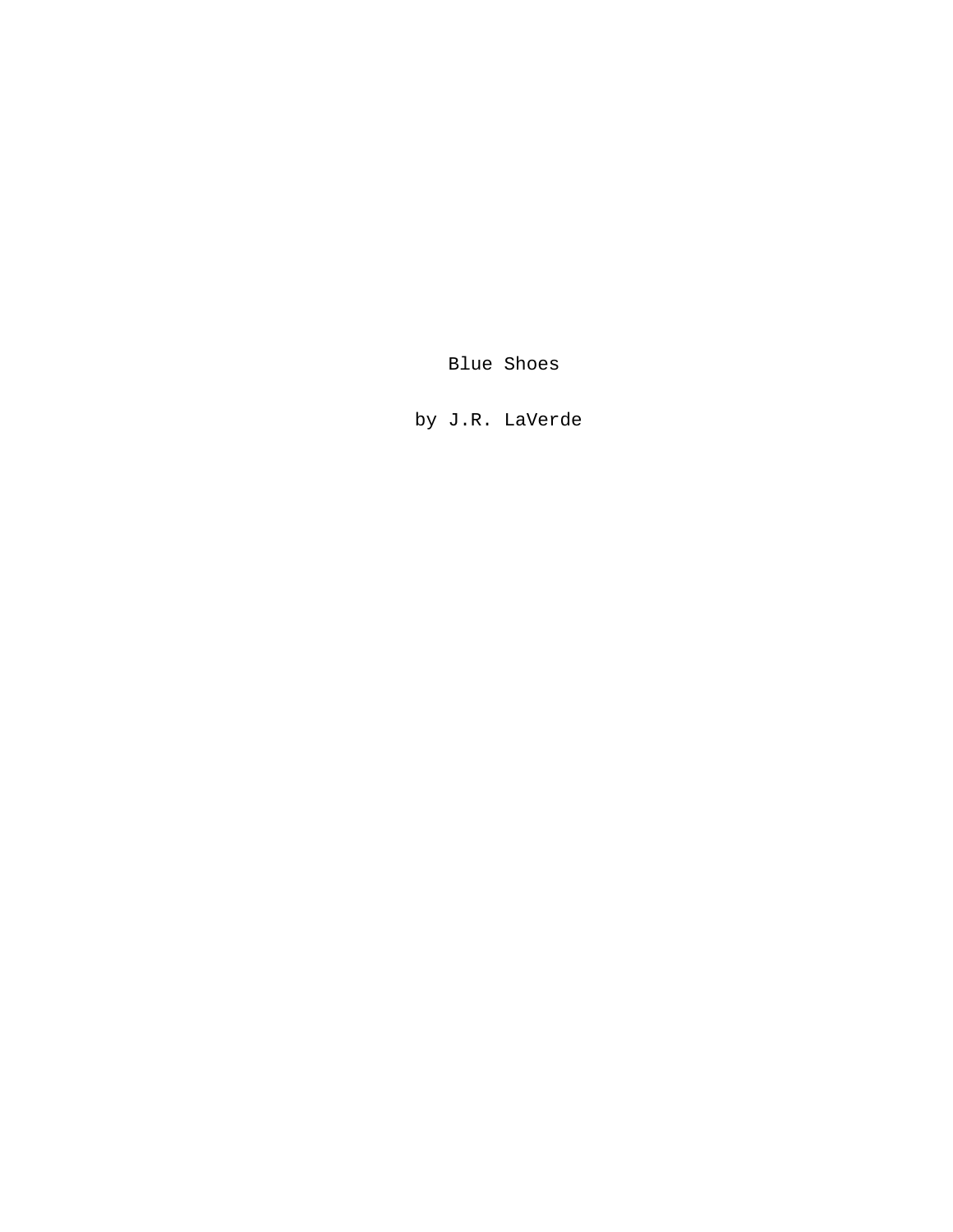# Blue Shoes

by J.R. LaVerde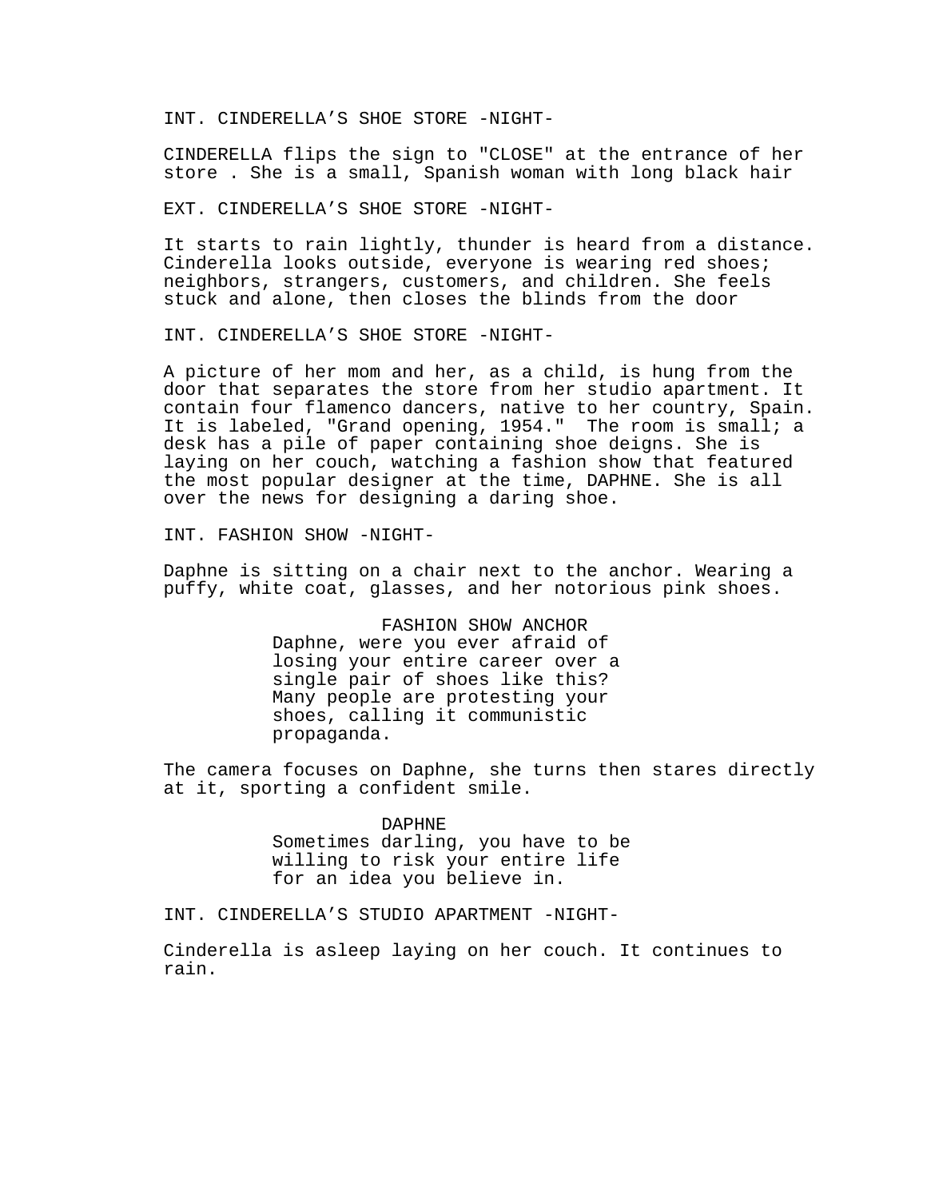INT. CINDERELLA’S SHOE STORE -NIGHT-

CINDERELLA flips the sign to "CLOSE" at the entrance of her store . She is a small, Spanish woman with long black hair

EXT. CINDERELLA’S SHOE STORE -NIGHT-

It starts to rain lightly, thunder is heard from a distance. Cinderella looks outside, everyone is wearing red shoes; neighbors, strangers, customers, and children. She feels stuck and alone, then closes the blinds from the door

INT. CINDERELLA’S SHOE STORE -NIGHT-

A picture of her mom and her, as a child, is hung from the door that separates the store from her studio apartment. It contain four flamenco dancers, native to her country, Spain. It is labeled, "Grand opening, 1954."  The room is small; a desk has a pile of paper containing shoe deigns. She is laying on her couch, watching a fashion show that featured the most popular designer at the time, DAPHNE. She is all over the news for designing a daring shoe.

INT. FASHION SHOW -NIGHT-

Daphne is sitting on a chair next to the anchor. Wearing a puffy, white coat, glasses, and her notorious pink shoes.

FASHION SHOW ANCHOR
Daphne, were you ever afraid of losing your entire career over a single pair of shoes like this? Many people are protesting your shoes, calling it communistic propaganda.

The camera focuses on Daphne, she turns then stares directly at it, sporting a confident smile.

DAPHNE
Sometimes darling, you have to be willing to risk your entire life for an idea you believe in.

INT. CINDERELLA’S STUDIO APARTMENT -NIGHT-

Cinderella is asleep laying on her couch. It continues to rain.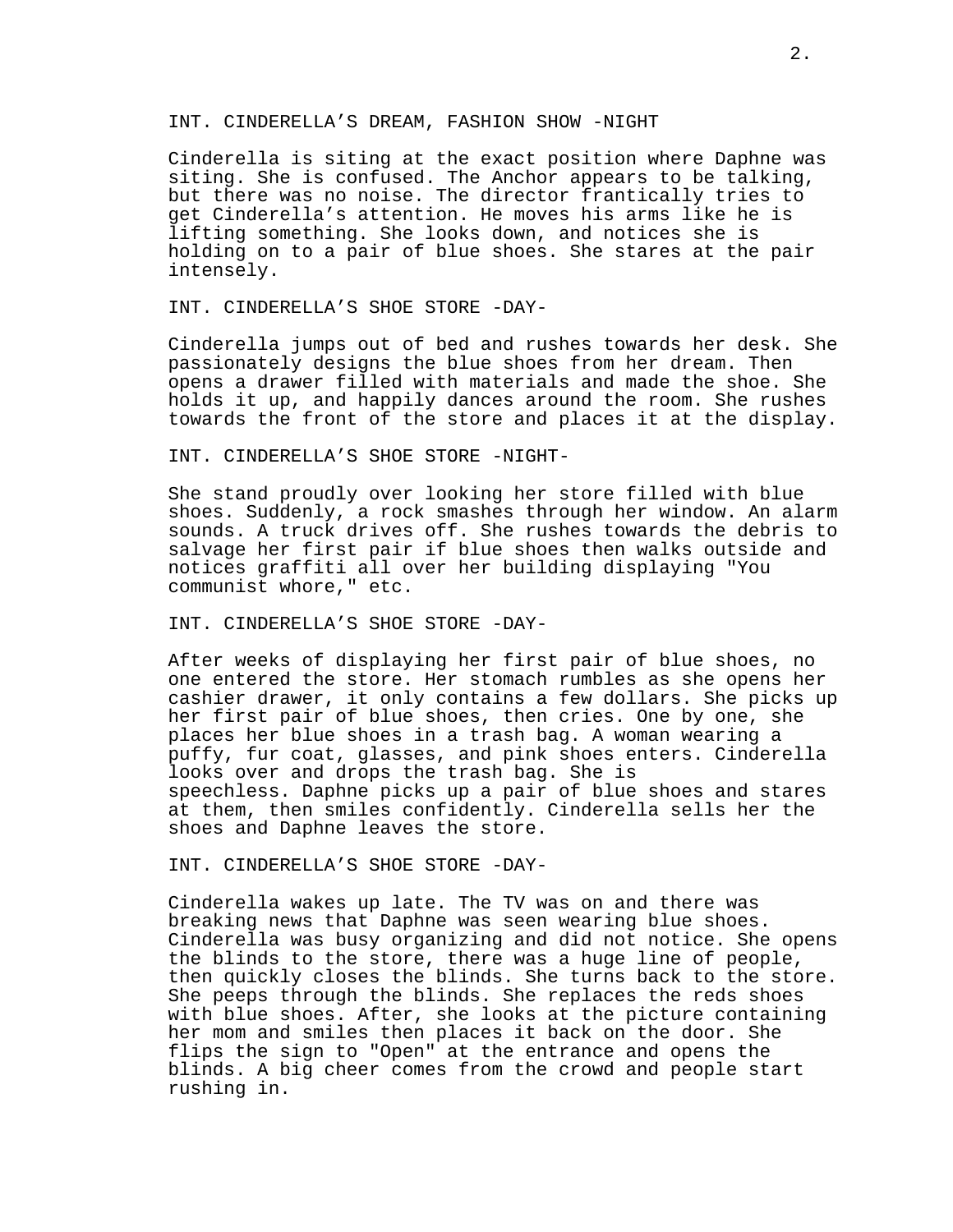INT. CINDERELLA’S DREAM, FASHION SHOW -NIGHT

Cinderella is siting at the exact position where Daphne was siting. She is confused. The Anchor appears to be talking, but there was no noise. The director frantically tries to get Cinderella’s attention. He moves his arms like he is lifting something. She looks down, and notices she is holding on to a pair of blue shoes. She stares at the pair intensely.

INT. CINDERELLA’S SHOE STORE -DAY-

Cinderella jumps out of bed and rushes towards her desk. She passionately designs the blue shoes from her dream. Then opens a drawer filled with materials and made the shoe. She holds it up, and happily dances around the room. She rushes towards the front of the store and places it at the display.

INT. CINDERELLA’S SHOE STORE -NIGHT-

She stand proudly over looking her store filled with blue shoes. Suddenly, a rock smashes through her window. An alarm sounds. A truck drives off. She rushes towards the debris to salvage her first pair if blue shoes then walks outside and notices graffiti all over her building displaying "You communist whore," etc.

INT. CINDERELLA’S SHOE STORE -DAY-

After weeks of displaying her first pair of blue shoes, no one entered the store. Her stomach rumbles as she opens her cashier drawer, it only contains a few dollars. She picks up her first pair of blue shoes, then cries. One by one, she places her blue shoes in a trash bag. A woman wearing a puffy, fur coat, glasses, and pink shoes enters. Cinderella looks over and drops the trash bag. She is speechless. Daphne picks up a pair of blue shoes and stares at them, then smiles confidently. Cinderella sells her the shoes and Daphne leaves the store.

INT. CINDERELLA’S SHOE STORE -DAY-

Cinderella wakes up late. The TV was on and there was breaking news that Daphne was seen wearing blue shoes. Cinderella was busy organizing and did not notice. She opens the blinds to the store, there was a huge line of people, then quickly closes the blinds. She turns back to the store. She peeps through the blinds. She replaces the reds shoes with blue shoes. After, she looks at the picture containing her mom and smiles then places it back on the door. She flips the sign to "Open" at the entrance and opens the blinds. A big cheer comes from the crowd and people start rushing in.